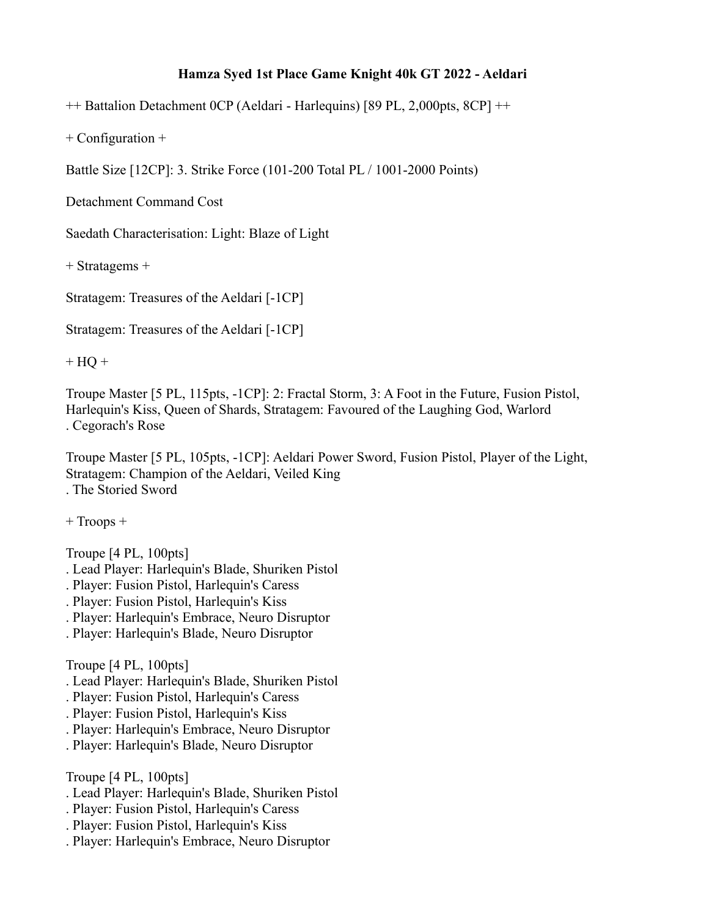# Hamza Syed 1st Place Game Knight 40k GT 2022 - Aeldari

++ Battalion Detachment 0CP (Aeldari - Harlequins) [89 PL, 2,000pts, 8CP] ++

+ Configuration +

Battle Size [12CP]: 3. Strike Force (101-200 Total PL / 1001-2000 Points)

Detachment Command Cost

Saedath Characterisation: Light: Blaze of Light

+ Stratagems +

Stratagem: Treasures of the Aeldari [-1CP]

Stratagem: Treasures of the Aeldari [-1CP]

+ HQ +

Troupe Master [5 PL, 115pts, -1CP]: 2: Fractal Storm, 3: A Foot in the Future, Fusion Pistol, Harlequin's Kiss, Queen of Shards, Stratagem: Favoured of the Laughing God, Warlord
. Cegorach's Rose

Troupe Master [5 PL, 105pts, -1CP]: Aeldari Power Sword, Fusion Pistol, Player of the Light, Stratagem: Champion of the Aeldari, Veiled King
. The Storied Sword

+ Troops +

Troupe [4 PL, 100pts]
. Lead Player: Harlequin's Blade, Shuriken Pistol
. Player: Fusion Pistol, Harlequin's Caress
. Player: Fusion Pistol, Harlequin's Kiss
. Player: Harlequin's Embrace, Neuro Disruptor
. Player: Harlequin's Blade, Neuro Disruptor

Troupe [4 PL, 100pts]
. Lead Player: Harlequin's Blade, Shuriken Pistol
. Player: Fusion Pistol, Harlequin's Caress
. Player: Fusion Pistol, Harlequin's Kiss
. Player: Harlequin's Embrace, Neuro Disruptor
. Player: Harlequin's Blade, Neuro Disruptor

Troupe [4 PL, 100pts]
. Lead Player: Harlequin's Blade, Shuriken Pistol
. Player: Fusion Pistol, Harlequin's Caress
. Player: Fusion Pistol, Harlequin's Kiss
. Player: Harlequin's Embrace, Neuro Disruptor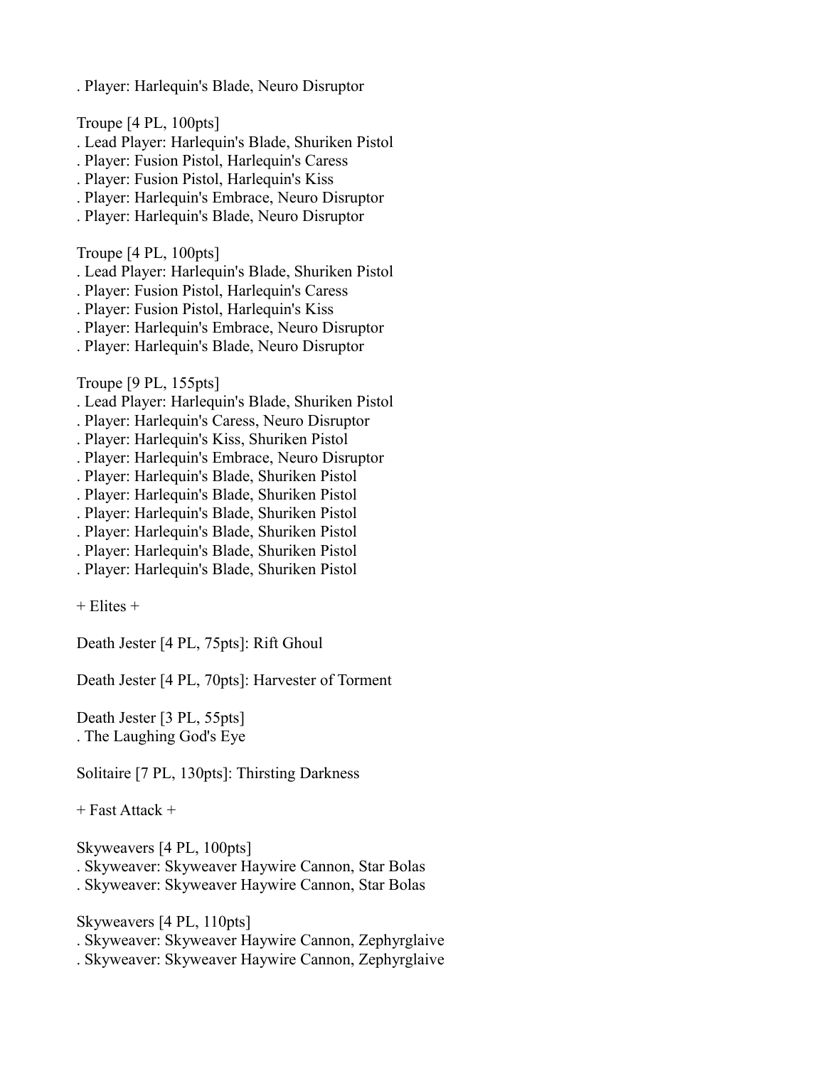. Player: Harlequin's Blade, Neuro Disruptor

Troupe [4 PL, 100pts]
. Lead Player: Harlequin's Blade, Shuriken Pistol
. Player: Fusion Pistol, Harlequin's Caress
. Player: Fusion Pistol, Harlequin's Kiss
. Player: Harlequin's Embrace, Neuro Disruptor
. Player: Harlequin's Blade, Neuro Disruptor

Troupe [4 PL, 100pts]
. Lead Player: Harlequin's Blade, Shuriken Pistol
. Player: Fusion Pistol, Harlequin's Caress
. Player: Fusion Pistol, Harlequin's Kiss
. Player: Harlequin's Embrace, Neuro Disruptor
. Player: Harlequin's Blade, Neuro Disruptor

Troupe [9 PL, 155pts]
. Lead Player: Harlequin's Blade, Shuriken Pistol
. Player: Harlequin's Caress, Neuro Disruptor
. Player: Harlequin's Kiss, Shuriken Pistol
. Player: Harlequin's Embrace, Neuro Disruptor
. Player: Harlequin's Blade, Shuriken Pistol
. Player: Harlequin's Blade, Shuriken Pistol
. Player: Harlequin's Blade, Shuriken Pistol
. Player: Harlequin's Blade, Shuriken Pistol
. Player: Harlequin's Blade, Shuriken Pistol
. Player: Harlequin's Blade, Shuriken Pistol

+ Elites +

Death Jester [4 PL, 75pts]: Rift Ghoul

Death Jester [4 PL, 70pts]: Harvester of Torment

Death Jester [3 PL, 55pts]
. The Laughing God's Eye

Solitaire [7 PL, 130pts]: Thirsting Darkness

+ Fast Attack +

Skyweavers [4 PL, 100pts]
. Skyweaver: Skyweaver Haywire Cannon, Star Bolas
. Skyweaver: Skyweaver Haywire Cannon, Star Bolas

Skyweavers [4 PL, 110pts]
. Skyweaver: Skyweaver Haywire Cannon, Zephyrglaive
. Skyweaver: Skyweaver Haywire Cannon, Zephyrglaive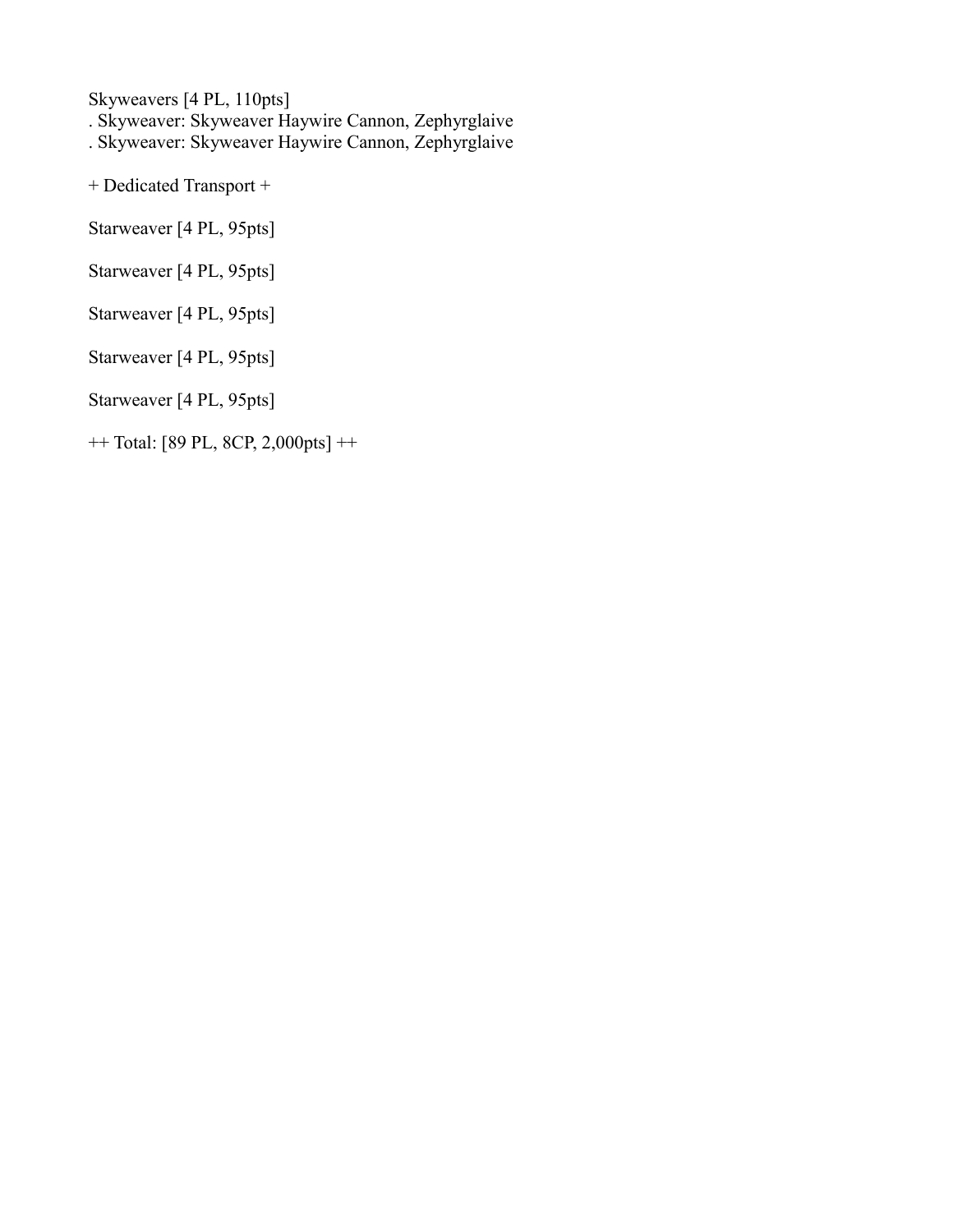Skyweavers [4 PL, 110pts]
. Skyweaver: Skyweaver Haywire Cannon, Zephyrglaive
. Skyweaver: Skyweaver Haywire Cannon, Zephyrglaive

+ Dedicated Transport +

Starweaver [4 PL, 95pts]

Starweaver [4 PL, 95pts]

Starweaver [4 PL, 95pts]

Starweaver [4 PL, 95pts]

Starweaver [4 PL, 95pts]

++ Total: [89 PL, 8CP, 2,000pts] ++